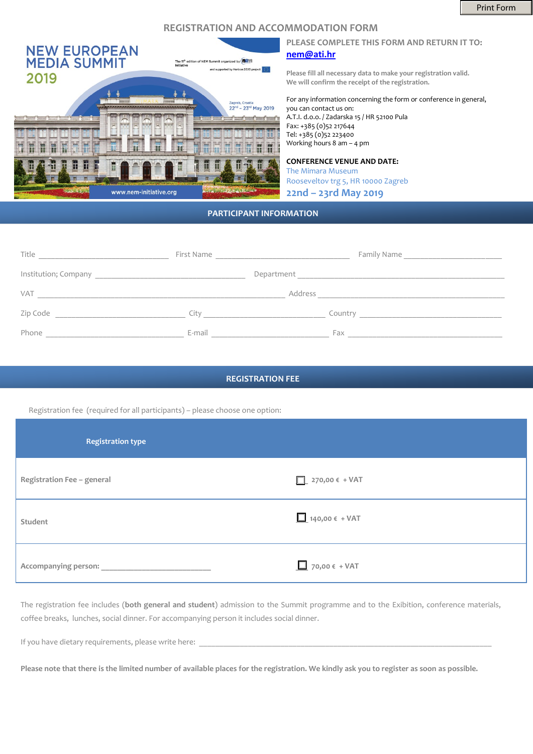Print Form

# REGISTRATION AND ACCOMMODATION FORM

NEW EUROPEAN MEDIA SUMMIT 2019

The 11th edition of NEM Summit organized by NEM Initiative and supported by Horizon 2020 project

Zagreb, Croatia 22nd – 23rd May 2019

www.nem-initiative.org

**PLEASE COMPLETE THIS FORM AND RETURN IT TO:**

**nem@ati.hr**

**Please fill all necessary data to make your registration valid. We will confirm the receipt of the registration.**

For any information concerning the form or conference in general, you can contact us on:
A.T.I. d.o.o. / Zadarska 15 / HR 52100 Pula
Fax: +385 (0)52 217644
Tel: +385 (0)52 223400
Working hours 8 am – 4 pm

**CONFERENCE VENUE AND DATE:**

The Mimara Museum
Rooseveltov trg 5, HR 10000 Zagreb
**22nd – 23rd May 2019**

## PARTICIPANT INFORMATION

Title ______________________ First Name ______________________ Family Name ______________________

Institution; Company ______________________ Department ______________________

VAT ______________________ Address ______________________

Zip Code ______________________ City ______________________ Country ______________________

Phone ______________________ E-mail ______________________ Fax ______________________

## REGISTRATION FEE

Registration fee (required for all participants) – please choose one option:

| Registration type | |
|---|---|
| Registration Fee – general | ☐ 270,00 € + VAT |
| Student | ☐ 140,00 € + VAT |
| Accompanying person: ______________________ | ☐ 70,00 € + VAT |

The registration fee includes (**both general and student**) admission to the Summit programme and to the Exibition, conference materials, coffee breaks, lunches, social dinner. For accompanying person it includes social dinner.

If you have dietary requirements, please write here: ______________________

**Please note that there is the limited number of available places for the registration. We kindly ask you to register as soon as possible.**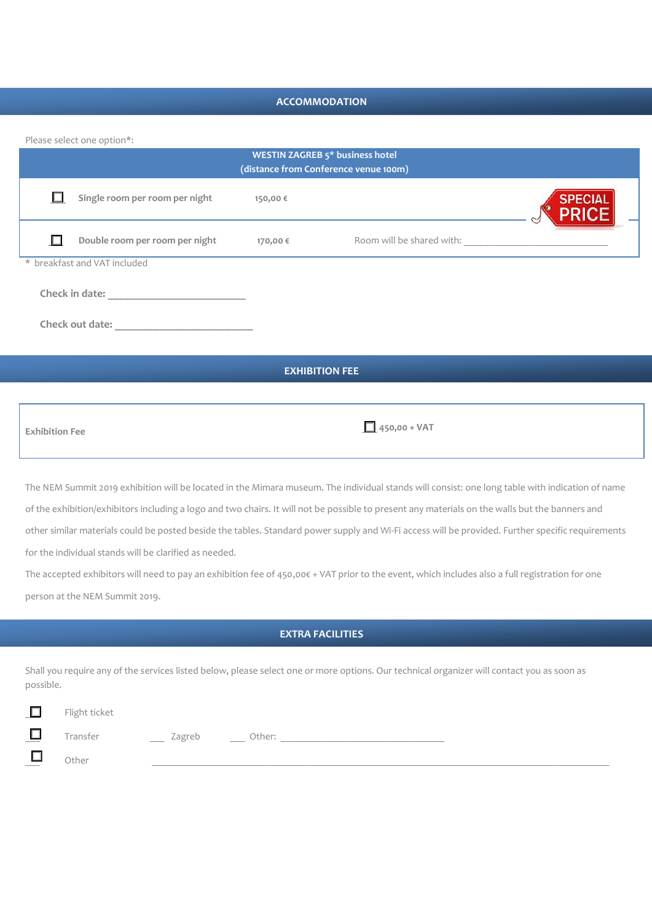## ACCOMMODATION

Please select one option*:

| WESTIN ZAGREB 5* business hotel (distance from Conference venue 100m) | | |
|---|---|---|
| ☐ Single room per room per night | 150,00 € | SPECIAL PRICE |
| ☐ Double room per room per night | 170,00 € | Room will be shared with: ______________________________ |

\* breakfast and VAT included

**Check in date:** ____________________________

**Check out date:** ____________________________

## EXHIBITION FEE

| Exhibition Fee | ☐ 450,00 + VAT |
|---|---|

The NEM Summit 2019 exhibition will be located in the Mimara museum. The individual stands will consist: one long table with indication of name of the exhibition/exhibitors including a logo and two chairs. It will not be possible to present any materials on the walls but the banners and other similar materials could be posted beside the tables. Standard power supply and Wi-Fi access will be provided. Further specific requirements for the individual stands will be clarified as needed.

The accepted exhibitors will need to pay an exhibition fee of 450,00€ + VAT prior to the event, which includes also a full registration for one person at the NEM Summit 2019.

## EXTRA FACILITIES

Shall you require any of the services listed below, please select one or more options. Our technical organizer will contact you as soon as possible.

☐ Flight ticket

☐ Transfer ___ Zagreb ___ Other: __________________________________

☐ Other ______________________________________________________________________________________________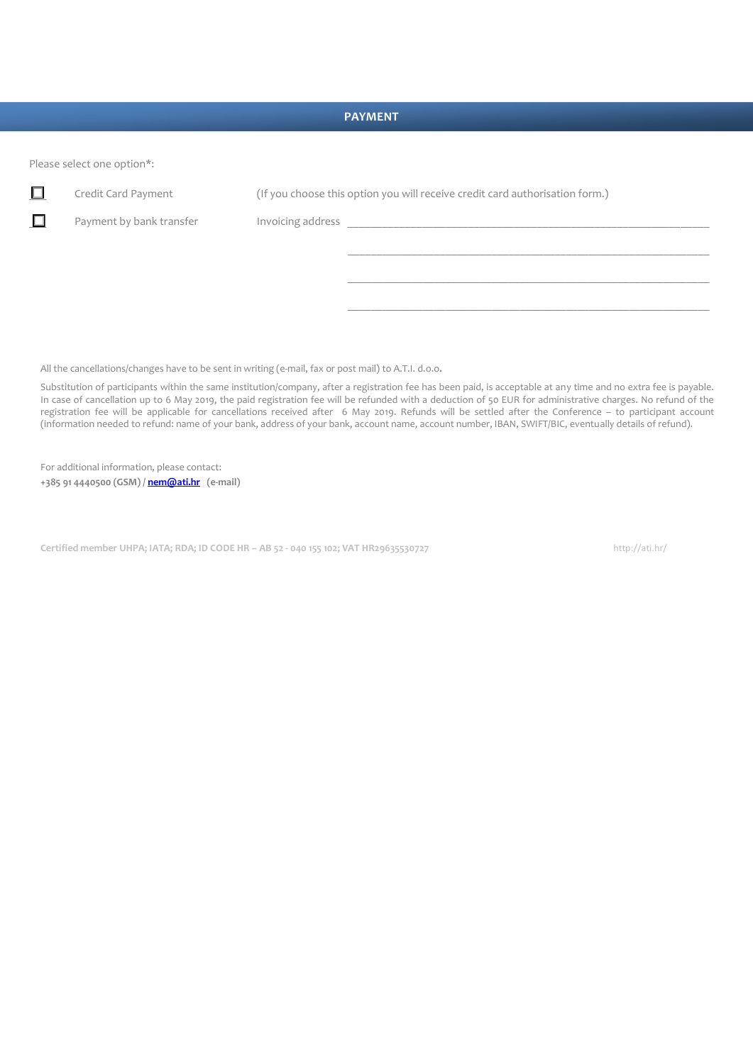## PAYMENT

Please select one option*:

☐ Credit Card Payment (If you choose this option you will receive credit card authorisation form.)

☐ Payment by bank transfer Invoicing address ______________________________________________

______________________________________________

______________________________________________

______________________________________________

All the cancellations/changes have to be sent in writing (e-mail, fax or post mail) to A.T.I. d.o.o.

Substitution of participants within the same institution/company, after a registration fee has been paid, is acceptable at any time and no extra fee is payable. In case of cancellation up to 6 May 2019, the paid registration fee will be refunded with a deduction of 50 EUR for administrative charges. No refund of the registration fee will be applicable for cancellations received after 6 May 2019. Refunds will be settled after the Conference – to participant account (information needed to refund: name of your bank, address of your bank, account name, account number, IBAN, SWIFT/BIC, eventually details of refund).

For additional information, please contact:
**+385 91 4440500 (GSM) / [nem@ati.hr](mailto:nem@ati.hr) (e-mail)**

**Certified member UHPA; IATA; RDA; ID CODE HR – AB 52 - 040 155 102; VAT HR29635530727** http://ati.hr/